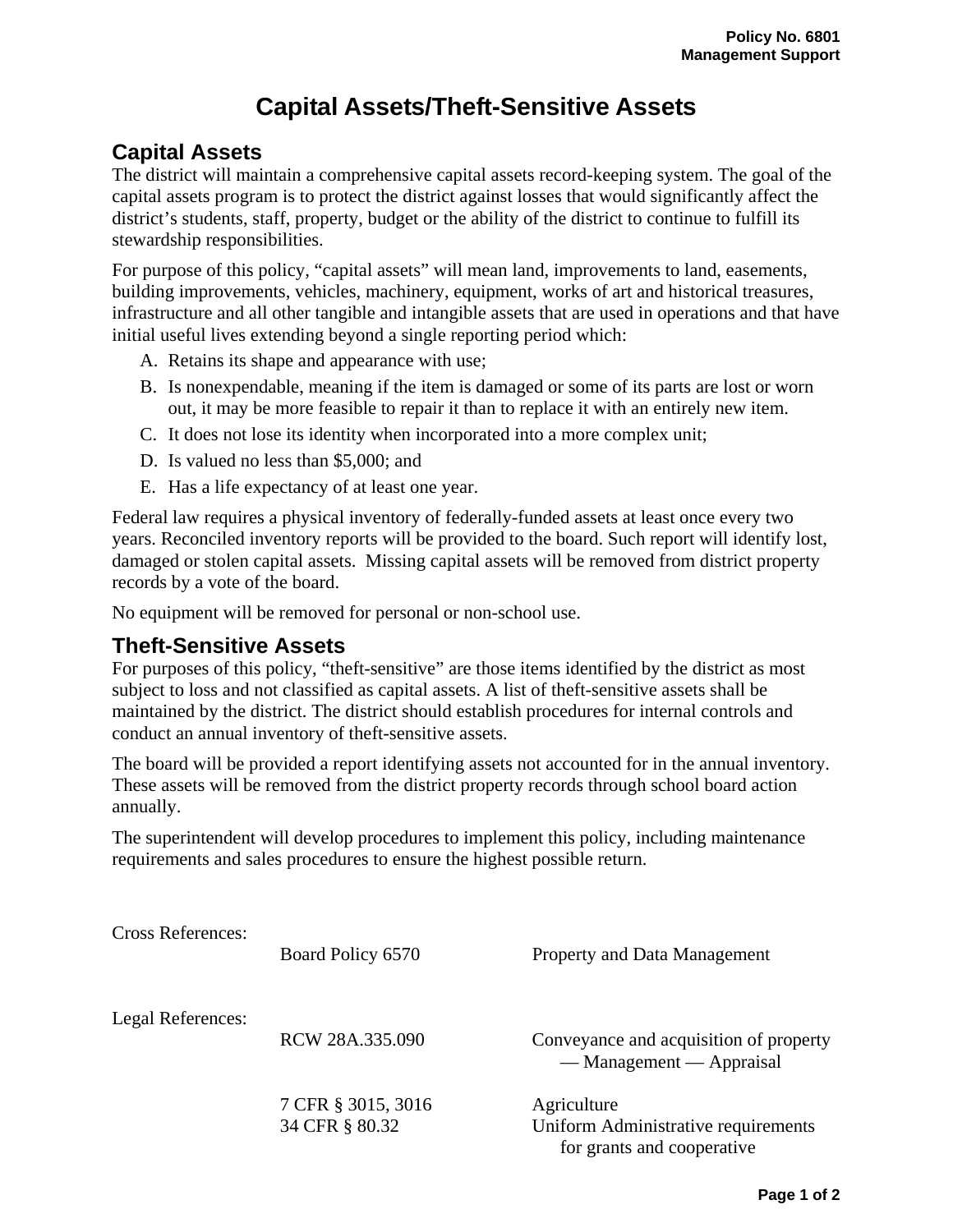# Capital Assets/Theft-Sensitive Assets

## Capital Assets

The district will maintain a comprehensive capital assets record-keeping system. The goal of the capital assets program is to protect the district against losses that would significantly affect the district's students, staff, property, budget or the ability of the district to continue to fulfill its stewardship responsibilities.

For purpose of this policy, "capital assets" will mean land, improvements to land, easements, building improvements, vehicles, machinery, equipment, works of art and historical treasures, infrastructure and all other tangible and intangible assets that are used in operations and that have initial useful lives extending beyond a single reporting period which:

A. Retains its shape and appearance with use;
B. Is nonexpendable, meaning if the item is damaged or some of its parts are lost or worn out, it may be more feasible to repair it than to replace it with an entirely new item.
C. It does not lose its identity when incorporated into a more complex unit;
D. Is valued no less than $5,000; and
E. Has a life expectancy of at least one year.

Federal law requires a physical inventory of federally-funded assets at least once every two years. Reconciled inventory reports will be provided to the board. Such report will identify lost, damaged or stolen capital assets. Missing capital assets will be removed from district property records by a vote of the board.

No equipment will be removed for personal or non-school use.

## Theft-Sensitive Assets

For purposes of this policy, "theft-sensitive" are those items identified by the district as most subject to loss and not classified as capital assets. A list of theft-sensitive assets shall be maintained by the district. The district should establish procedures for internal controls and conduct an annual inventory of theft-sensitive assets.

The board will be provided a report identifying assets not accounted for in the annual inventory. These assets will be removed from the district property records through school board action annually.

The superintendent will develop procedures to implement this policy, including maintenance requirements and sales procedures to ensure the highest possible return.

Cross References:

| | |
|---|---|
| Board Policy 6570 | Property and Data Management |

Legal References:

| | |
|---|---|
| RCW 28A.335.090 | Conveyance and acquisition of property — Management — Appraisal |
| 7 CFR § 3015, 3016 | Agriculture |
| 34 CFR § 80.32 | Uniform Administrative requirements for grants and cooperative |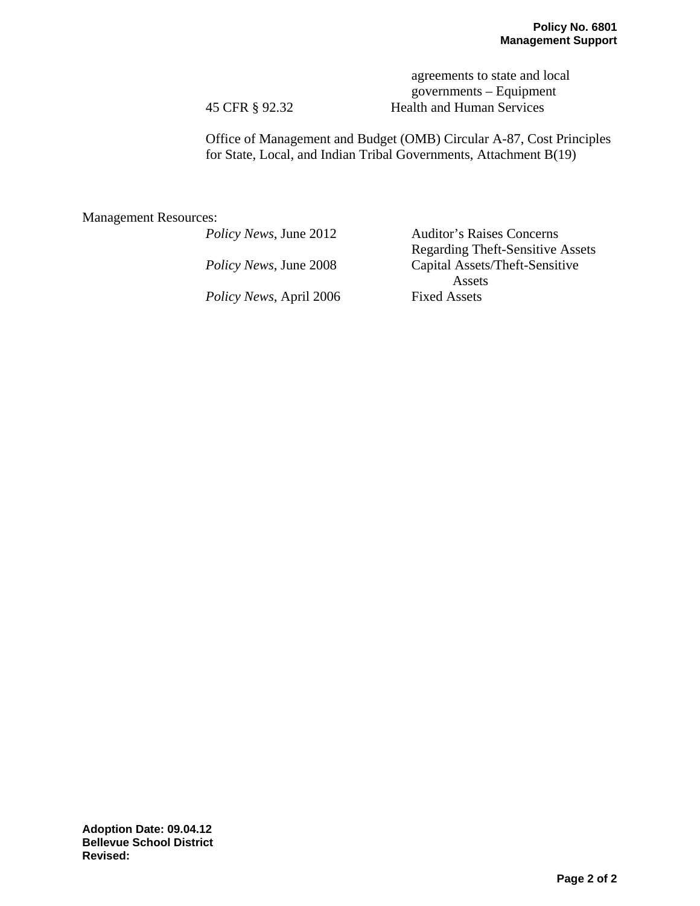| | |
|---|---|
| | agreements to state and local governments – Equipment |
| 45 CFR § 92.32 | Health and Human Services |

Office of Management and Budget (OMB) Circular A-87, Cost Principles for State, Local, and Indian Tribal Governments, Attachment B(19)

Management Resources:

| | |
|---|---|
| *Policy News*, June 2012 | Auditor's Raises Concerns Regarding Theft-Sensitive Assets |
| *Policy News*, June 2008 | Capital Assets/Theft-Sensitive Assets |
| *Policy News*, April 2006 | Fixed Assets |

**Adoption Date: 09.04.12**
**Bellevue School District**
**Revised:**